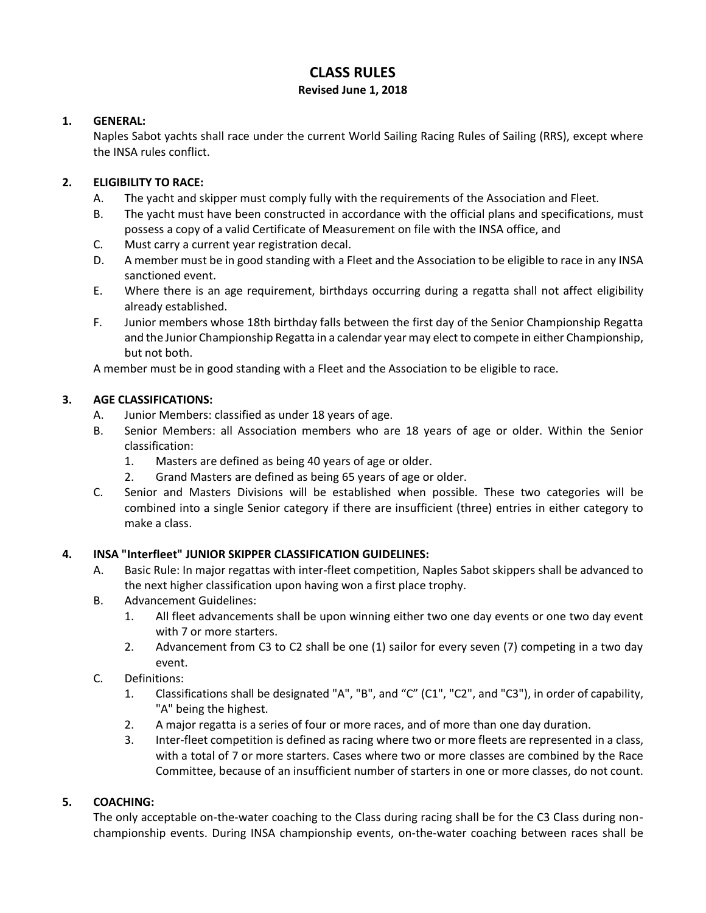# CLASS RULES

**Revised June 1, 2018**

## 1. GENERAL:

Naples Sabot yachts shall race under the current World Sailing Racing Rules of Sailing (RRS), except where the INSA rules conflict.

## 2. ELIGIBILITY TO RACE:

A. The yacht and skipper must comply fully with the requirements of the Association and Fleet.

B. The yacht must have been constructed in accordance with the official plans and specifications, must possess a copy of a valid Certificate of Measurement on file with the INSA office, and

C. Must carry a current year registration decal.

D. A member must be in good standing with a Fleet and the Association to be eligible to race in any INSA sanctioned event.

E. Where there is an age requirement, birthdays occurring during a regatta shall not affect eligibility already established.

F. Junior members whose 18th birthday falls between the first day of the Senior Championship Regatta and the Junior Championship Regatta in a calendar year may elect to compete in either Championship, but not both.

A member must be in good standing with a Fleet and the Association to be eligible to race.

## 3. AGE CLASSIFICATIONS:

A. Junior Members: classified as under 18 years of age.

B. Senior Members: all Association members who are 18 years of age or older. Within the Senior classification:
   1. Masters are defined as being 40 years of age or older.
   2. Grand Masters are defined as being 65 years of age or older.

C. Senior and Masters Divisions will be established when possible. These two categories will be combined into a single Senior category if there are insufficient (three) entries in either category to make a class.

## 4. INSA "Interfleet" JUNIOR SKIPPER CLASSIFICATION GUIDELINES:

A. Basic Rule: In major regattas with inter-fleet competition, Naples Sabot skippers shall be advanced to the next higher classification upon having won a first place trophy.

B. Advancement Guidelines:
   1. All fleet advancements shall be upon winning either two one day events or one two day event with 7 or more starters.
   2. Advancement from C3 to C2 shall be one (1) sailor for every seven (7) competing in a two day event.

C. Definitions:
   1. Classifications shall be designated "A", "B", and "C" (C1", "C2", and "C3"), in order of capability, "A" being the highest.
   2. A major regatta is a series of four or more races, and of more than one day duration.
   3. Inter-fleet competition is defined as racing where two or more fleets are represented in a class, with a total of 7 or more starters. Cases where two or more classes are combined by the Race Committee, because of an insufficient number of starters in one or more classes, do not count.

## 5. COACHING:

The only acceptable on-the-water coaching to the Class during racing shall be for the C3 Class during non-championship events. During INSA championship events, on-the-water coaching between races shall be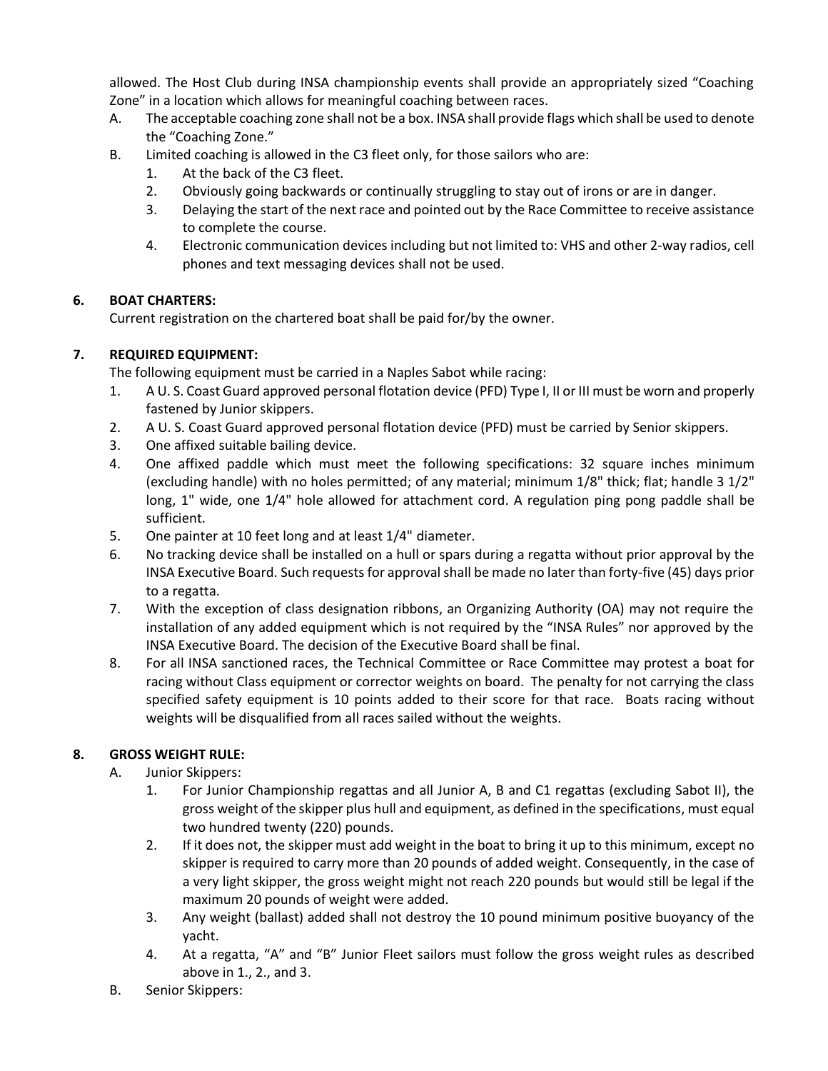allowed. The Host Club during INSA championship events shall provide an appropriately sized "Coaching Zone" in a location which allows for meaningful coaching between races.

A. The acceptable coaching zone shall not be a box. INSA shall provide flags which shall be used to denote the "Coaching Zone."

B. Limited coaching is allowed in the C3 fleet only, for those sailors who are:
   1. At the back of the C3 fleet.
   2. Obviously going backwards or continually struggling to stay out of irons or are in danger.
   3. Delaying the start of the next race and pointed out by the Race Committee to receive assistance to complete the course.
   4. Electronic communication devices including but not limited to: VHS and other 2-way radios, cell phones and text messaging devices shall not be used.

## 6. BOAT CHARTERS:

Current registration on the chartered boat shall be paid for/by the owner.

## 7. REQUIRED EQUIPMENT:

The following equipment must be carried in a Naples Sabot while racing:

1. A U. S. Coast Guard approved personal flotation device (PFD) Type I, II or III must be worn and properly fastened by Junior skippers.
2. A U. S. Coast Guard approved personal flotation device (PFD) must be carried by Senior skippers.
3. One affixed suitable bailing device.
4. One affixed paddle which must meet the following specifications: 32 square inches minimum (excluding handle) with no holes permitted; of any material; minimum 1/8" thick; flat; handle 3 1/2" long, 1" wide, one 1/4" hole allowed for attachment cord. A regulation ping pong paddle shall be sufficient.
5. One painter at 10 feet long and at least 1/4" diameter.
6. No tracking device shall be installed on a hull or spars during a regatta without prior approval by the INSA Executive Board. Such requests for approval shall be made no later than forty-five (45) days prior to a regatta.
7. With the exception of class designation ribbons, an Organizing Authority (OA) may not require the installation of any added equipment which is not required by the "INSA Rules" nor approved by the INSA Executive Board. The decision of the Executive Board shall be final.
8. For all INSA sanctioned races, the Technical Committee or Race Committee may protest a boat for racing without Class equipment or corrector weights on board. The penalty for not carrying the class specified safety equipment is 10 points added to their score for that race. Boats racing without weights will be disqualified from all races sailed without the weights.

## 8. GROSS WEIGHT RULE:

A. Junior Skippers:
   1. For Junior Championship regattas and all Junior A, B and C1 regattas (excluding Sabot II), the gross weight of the skipper plus hull and equipment, as defined in the specifications, must equal two hundred twenty (220) pounds.
   2. If it does not, the skipper must add weight in the boat to bring it up to this minimum, except no skipper is required to carry more than 20 pounds of added weight. Consequently, in the case of a very light skipper, the gross weight might not reach 220 pounds but would still be legal if the maximum 20 pounds of weight were added.
   3. Any weight (ballast) added shall not destroy the 10 pound minimum positive buoyancy of the yacht.
   4. At a regatta, "A" and "B" Junior Fleet sailors must follow the gross weight rules as described above in 1., 2., and 3.

B. Senior Skippers: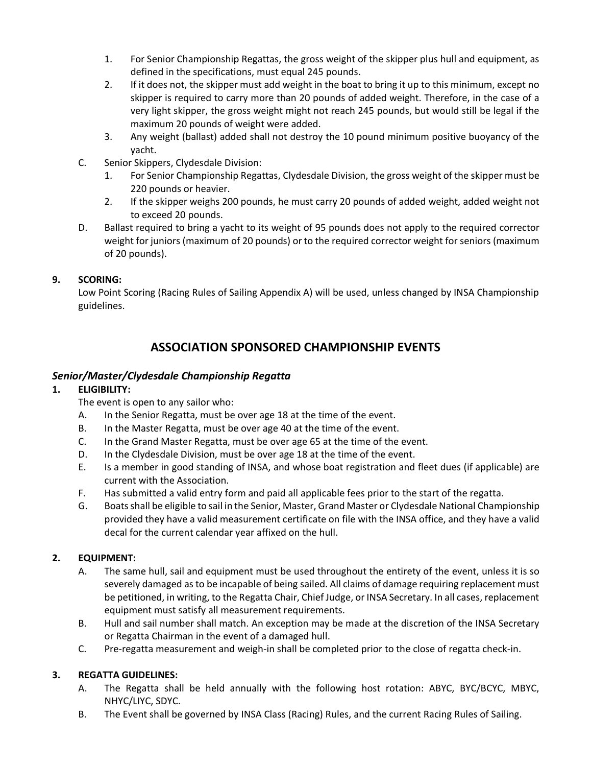1. For Senior Championship Regattas, the gross weight of the skipper plus hull and equipment, as defined in the specifications, must equal 245 pounds.
2. If it does not, the skipper must add weight in the boat to bring it up to this minimum, except no skipper is required to carry more than 20 pounds of added weight. Therefore, in the case of a very light skipper, the gross weight might not reach 245 pounds, but would still be legal if the maximum 20 pounds of weight were added.
3. Any weight (ballast) added shall not destroy the 10 pound minimum positive buoyancy of the yacht.

C. Senior Skippers, Clydesdale Division:
1. For Senior Championship Regattas, Clydesdale Division, the gross weight of the skipper must be 220 pounds or heavier.
2. If the skipper weighs 200 pounds, he must carry 20 pounds of added weight, added weight not to exceed 20 pounds.

D. Ballast required to bring a yacht to its weight of 95 pounds does not apply to the required corrector weight for juniors (maximum of 20 pounds) or to the required corrector weight for seniors (maximum of 20 pounds).

**9. SCORING:**

Low Point Scoring (Racing Rules of Sailing Appendix A) will be used, unless changed by INSA Championship guidelines.

## ASSOCIATION SPONSORED CHAMPIONSHIP EVENTS

### *Senior/Master/Clydesdale Championship Regatta*

**1. ELIGIBILITY:**

The event is open to any sailor who:

A. In the Senior Regatta, must be over age 18 at the time of the event.
B. In the Master Regatta, must be over age 40 at the time of the event.
C. In the Grand Master Regatta, must be over age 65 at the time of the event.
D. In the Clydesdale Division, must be over age 18 at the time of the event.
E. Is a member in good standing of INSA, and whose boat registration and fleet dues (if applicable) are current with the Association.
F. Has submitted a valid entry form and paid all applicable fees prior to the start of the regatta.
G. Boats shall be eligible to sail in the Senior, Master, Grand Master or Clydesdale National Championship provided they have a valid measurement certificate on file with the INSA office, and they have a valid decal for the current calendar year affixed on the hull.

**2. EQUIPMENT:**

A. The same hull, sail and equipment must be used throughout the entirety of the event, unless it is so severely damaged as to be incapable of being sailed. All claims of damage requiring replacement must be petitioned, in writing, to the Regatta Chair, Chief Judge, or INSA Secretary. In all cases, replacement equipment must satisfy all measurement requirements.
B. Hull and sail number shall match. An exception may be made at the discretion of the INSA Secretary or Regatta Chairman in the event of a damaged hull.
C. Pre-regatta measurement and weigh-in shall be completed prior to the close of regatta check-in.

**3. REGATTA GUIDELINES:**

A. The Regatta shall be held annually with the following host rotation: ABYC, BYC/BCYC, MBYC, NHYC/LIYC, SDYC.
B. The Event shall be governed by INSA Class (Racing) Rules, and the current Racing Rules of Sailing.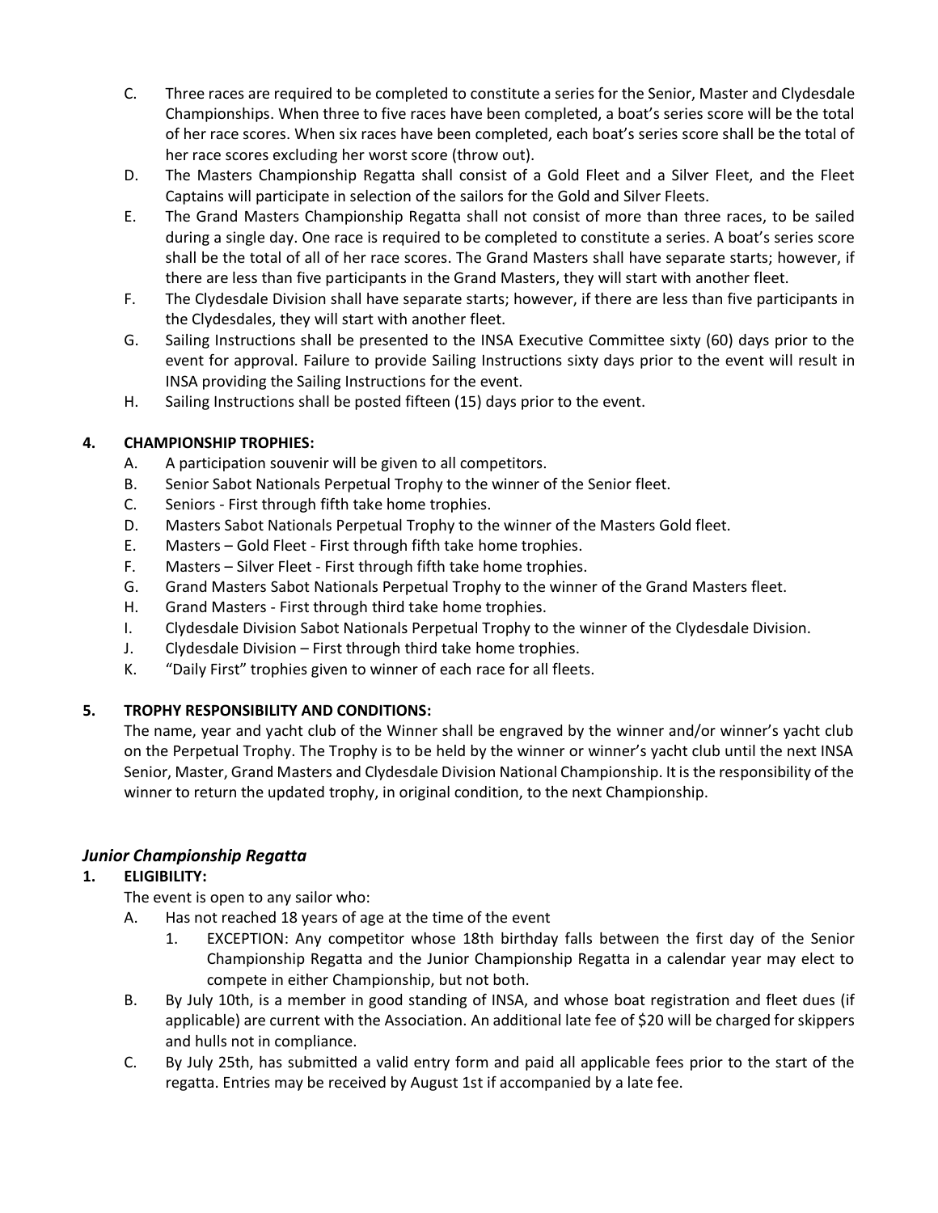C. Three races are required to be completed to constitute a series for the Senior, Master and Clydesdale Championships. When three to five races have been completed, a boat's series score will be the total of her race scores. When six races have been completed, each boat's series score shall be the total of her race scores excluding her worst score (throw out).

D. The Masters Championship Regatta shall consist of a Gold Fleet and a Silver Fleet, and the Fleet Captains will participate in selection of the sailors for the Gold and Silver Fleets.

E. The Grand Masters Championship Regatta shall not consist of more than three races, to be sailed during a single day. One race is required to be completed to constitute a series. A boat's series score shall be the total of all of her race scores. The Grand Masters shall have separate starts; however, if there are less than five participants in the Grand Masters, they will start with another fleet.

F. The Clydesdale Division shall have separate starts; however, if there are less than five participants in the Clydesdales, they will start with another fleet.

G. Sailing Instructions shall be presented to the INSA Executive Committee sixty (60) days prior to the event for approval. Failure to provide Sailing Instructions sixty days prior to the event will result in INSA providing the Sailing Instructions for the event.

H. Sailing Instructions shall be posted fifteen (15) days prior to the event.

**4. CHAMPIONSHIP TROPHIES:**

A. A participation souvenir will be given to all competitors.

B. Senior Sabot Nationals Perpetual Trophy to the winner of the Senior fleet.

C. Seniors - First through fifth take home trophies.

D. Masters Sabot Nationals Perpetual Trophy to the winner of the Masters Gold fleet.

E. Masters – Gold Fleet - First through fifth take home trophies.

F. Masters – Silver Fleet - First through fifth take home trophies.

G. Grand Masters Sabot Nationals Perpetual Trophy to the winner of the Grand Masters fleet.

H. Grand Masters - First through third take home trophies.

I. Clydesdale Division Sabot Nationals Perpetual Trophy to the winner of the Clydesdale Division.

J. Clydesdale Division – First through third take home trophies.

K. "Daily First" trophies given to winner of each race for all fleets.

**5. TROPHY RESPONSIBILITY AND CONDITIONS:**

The name, year and yacht club of the Winner shall be engraved by the winner and/or winner's yacht club on the Perpetual Trophy. The Trophy is to be held by the winner or winner's yacht club until the next INSA Senior, Master, Grand Masters and Clydesdale Division National Championship. It is the responsibility of the winner to return the updated trophy, in original condition, to the next Championship.

## *Junior Championship Regatta*

**1. ELIGIBILITY:**

The event is open to any sailor who:

A. Has not reached 18 years of age at the time of the event

   1. EXCEPTION: Any competitor whose 18th birthday falls between the first day of the Senior Championship Regatta and the Junior Championship Regatta in a calendar year may elect to compete in either Championship, but not both.

B. By July 10th, is a member in good standing of INSA, and whose boat registration and fleet dues (if applicable) are current with the Association. An additional late fee of $20 will be charged for skippers and hulls not in compliance.

C. By July 25th, has submitted a valid entry form and paid all applicable fees prior to the start of the regatta. Entries may be received by August 1st if accompanied by a late fee.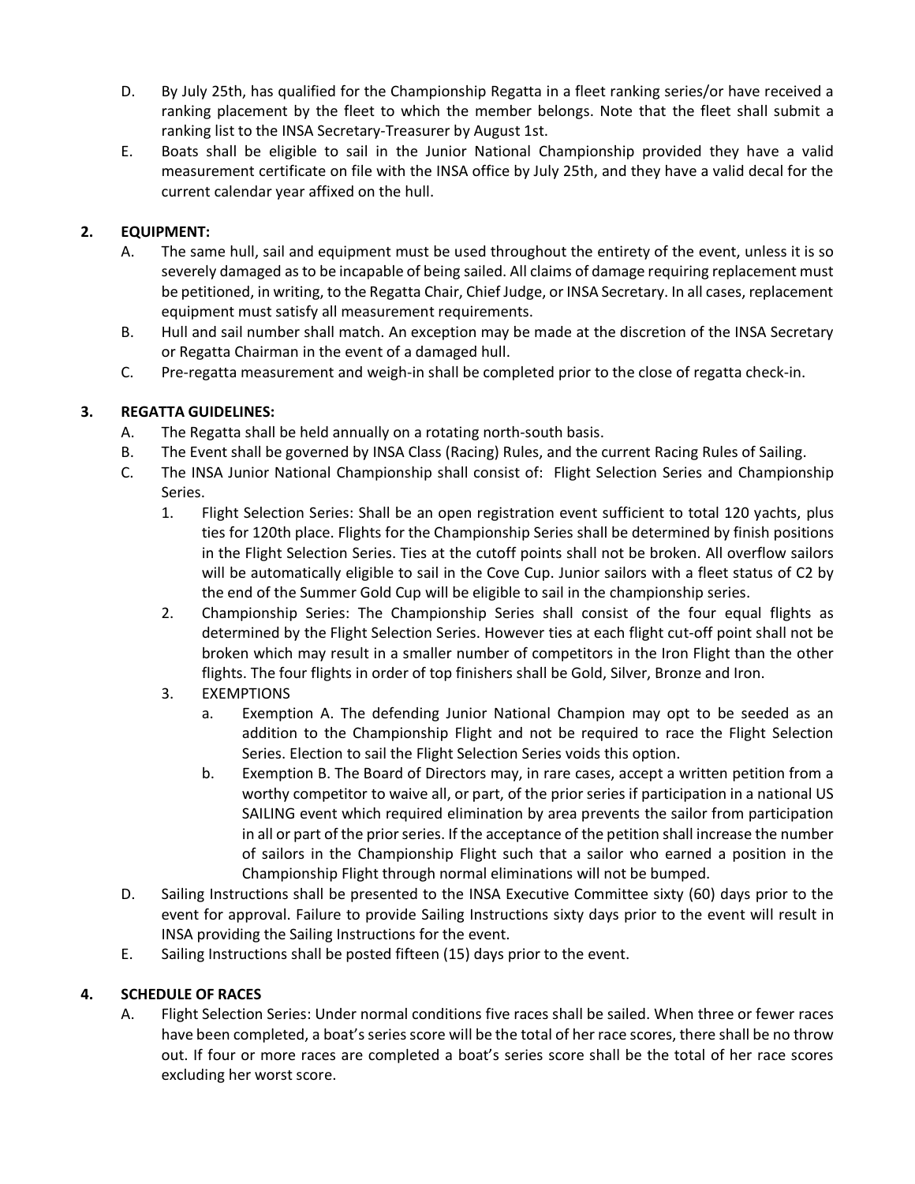D. By July 25th, has qualified for the Championship Regatta in a fleet ranking series/or have received a ranking placement by the fleet to which the member belongs. Note that the fleet shall submit a ranking list to the INSA Secretary-Treasurer by August 1st.

E. Boats shall be eligible to sail in the Junior National Championship provided they have a valid measurement certificate on file with the INSA office by July 25th, and they have a valid decal for the current calendar year affixed on the hull.

## 2. EQUIPMENT:

A. The same hull, sail and equipment must be used throughout the entirety of the event, unless it is so severely damaged as to be incapable of being sailed. All claims of damage requiring replacement must be petitioned, in writing, to the Regatta Chair, Chief Judge, or INSA Secretary. In all cases, replacement equipment must satisfy all measurement requirements.

B. Hull and sail number shall match. An exception may be made at the discretion of the INSA Secretary or Regatta Chairman in the event of a damaged hull.

C. Pre-regatta measurement and weigh-in shall be completed prior to the close of regatta check-in.

## 3. REGATTA GUIDELINES:

A. The Regatta shall be held annually on a rotating north-south basis.

B. The Event shall be governed by INSA Class (Racing) Rules, and the current Racing Rules of Sailing.

C. The INSA Junior National Championship shall consist of: Flight Selection Series and Championship Series.

1. Flight Selection Series: Shall be an open registration event sufficient to total 120 yachts, plus ties for 120th place. Flights for the Championship Series shall be determined by finish positions in the Flight Selection Series. Ties at the cutoff points shall not be broken. All overflow sailors will be automatically eligible to sail in the Cove Cup. Junior sailors with a fleet status of C2 by the end of the Summer Gold Cup will be eligible to sail in the championship series.
2. Championship Series: The Championship Series shall consist of the four equal flights as determined by the Flight Selection Series. However ties at each flight cut-off point shall not be broken which may result in a smaller number of competitors in the Iron Flight than the other flights. The four flights in order of top finishers shall be Gold, Silver, Bronze and Iron.
3. EXEMPTIONS
   a. Exemption A. The defending Junior National Champion may opt to be seeded as an addition to the Championship Flight and not be required to race the Flight Selection Series. Election to sail the Flight Selection Series voids this option.
   b. Exemption B. The Board of Directors may, in rare cases, accept a written petition from a worthy competitor to waive all, or part, of the prior series if participation in a national US SAILING event which required elimination by area prevents the sailor from participation in all or part of the prior series. If the acceptance of the petition shall increase the number of sailors in the Championship Flight such that a sailor who earned a position in the Championship Flight through normal eliminations will not be bumped.

D. Sailing Instructions shall be presented to the INSA Executive Committee sixty (60) days prior to the event for approval. Failure to provide Sailing Instructions sixty days prior to the event will result in INSA providing the Sailing Instructions for the event.

E. Sailing Instructions shall be posted fifteen (15) days prior to the event.

## 4. SCHEDULE OF RACES

A. Flight Selection Series: Under normal conditions five races shall be sailed. When three or fewer races have been completed, a boat's series score will be the total of her race scores, there shall be no throw out. If four or more races are completed a boat's series score shall be the total of her race scores excluding her worst score.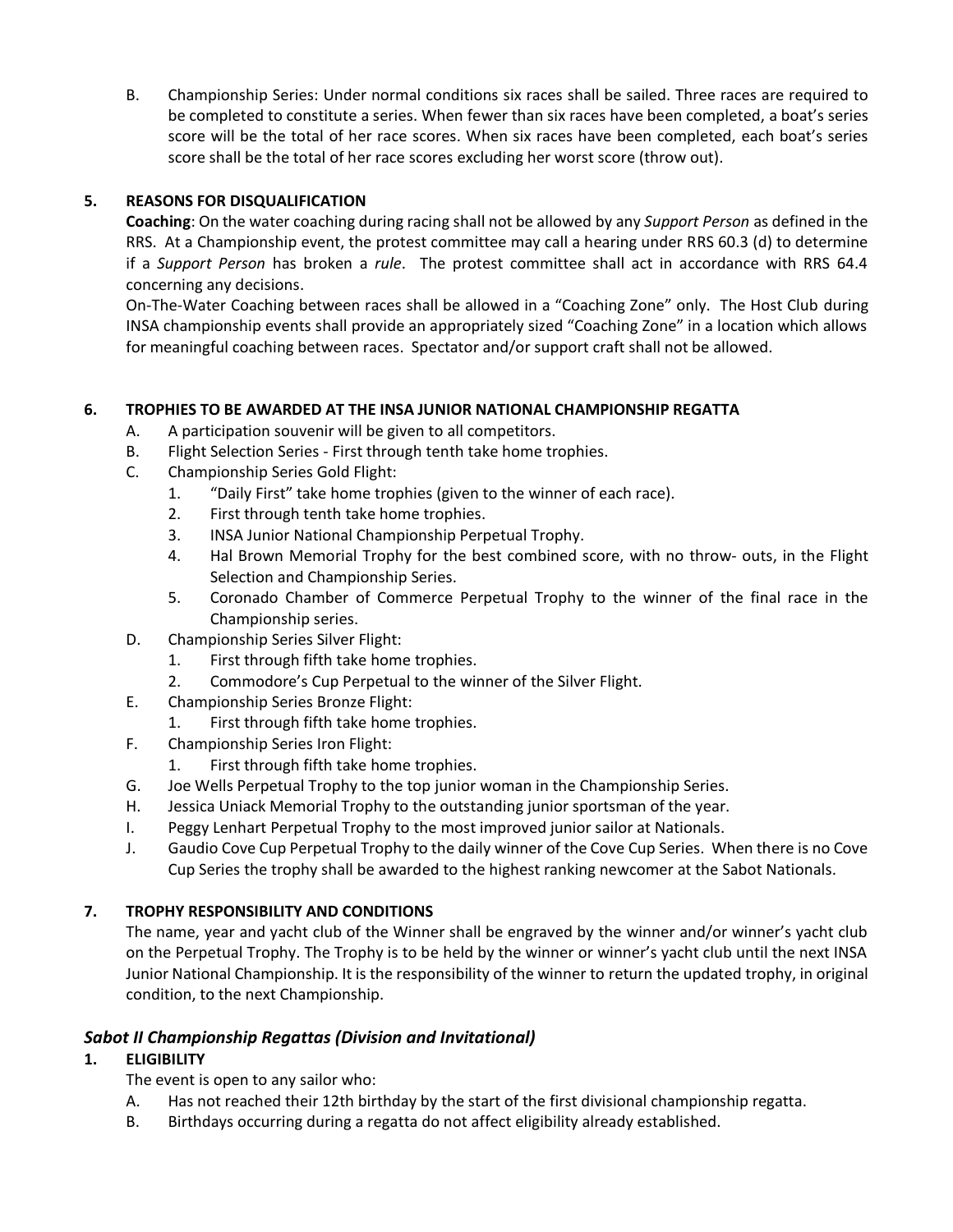B. Championship Series: Under normal conditions six races shall be sailed. Three races are required to be completed to constitute a series. When fewer than six races have been completed, a boat's series score will be the total of her race scores. When six races have been completed, each boat's series score shall be the total of her race scores excluding her worst score (throw out).

### 5. REASONS FOR DISQUALIFICATION

**Coaching**: On the water coaching during racing shall not be allowed by any *Support Person* as defined in the RRS. At a Championship event, the protest committee may call a hearing under RRS 60.3 (d) to determine if a *Support Person* has broken a *rule*. The protest committee shall act in accordance with RRS 64.4 concerning any decisions.

On-The-Water Coaching between races shall be allowed in a "Coaching Zone" only. The Host Club during INSA championship events shall provide an appropriately sized "Coaching Zone" in a location which allows for meaningful coaching between races. Spectator and/or support craft shall not be allowed.

### 6. TROPHIES TO BE AWARDED AT THE INSA JUNIOR NATIONAL CHAMPIONSHIP REGATTA

A. A participation souvenir will be given to all competitors.

B. Flight Selection Series - First through tenth take home trophies.

C. Championship Series Gold Flight:
   1. "Daily First" take home trophies (given to the winner of each race).
   2. First through tenth take home trophies.
   3. INSA Junior National Championship Perpetual Trophy.
   4. Hal Brown Memorial Trophy for the best combined score, with no throw- outs, in the Flight Selection and Championship Series.
   5. Coronado Chamber of Commerce Perpetual Trophy to the winner of the final race in the Championship series.

D. Championship Series Silver Flight:
   1. First through fifth take home trophies.
   2. Commodore's Cup Perpetual to the winner of the Silver Flight.

E. Championship Series Bronze Flight:
   1. First through fifth take home trophies.

F. Championship Series Iron Flight:
   1. First through fifth take home trophies.

G. Joe Wells Perpetual Trophy to the top junior woman in the Championship Series.

H. Jessica Uniack Memorial Trophy to the outstanding junior sportsman of the year.

I. Peggy Lenhart Perpetual Trophy to the most improved junior sailor at Nationals.

J. Gaudio Cove Cup Perpetual Trophy to the daily winner of the Cove Cup Series. When there is no Cove Cup Series the trophy shall be awarded to the highest ranking newcomer at the Sabot Nationals.

### 7. TROPHY RESPONSIBILITY AND CONDITIONS

The name, year and yacht club of the Winner shall be engraved by the winner and/or winner's yacht club on the Perpetual Trophy. The Trophy is to be held by the winner or winner's yacht club until the next INSA Junior National Championship. It is the responsibility of the winner to return the updated trophy, in original condition, to the next Championship.

## *Sabot II Championship Regattas (Division and Invitational)*

### 1. ELIGIBILITY

The event is open to any sailor who:

A. Has not reached their 12th birthday by the start of the first divisional championship regatta.

B. Birthdays occurring during a regatta do not affect eligibility already established.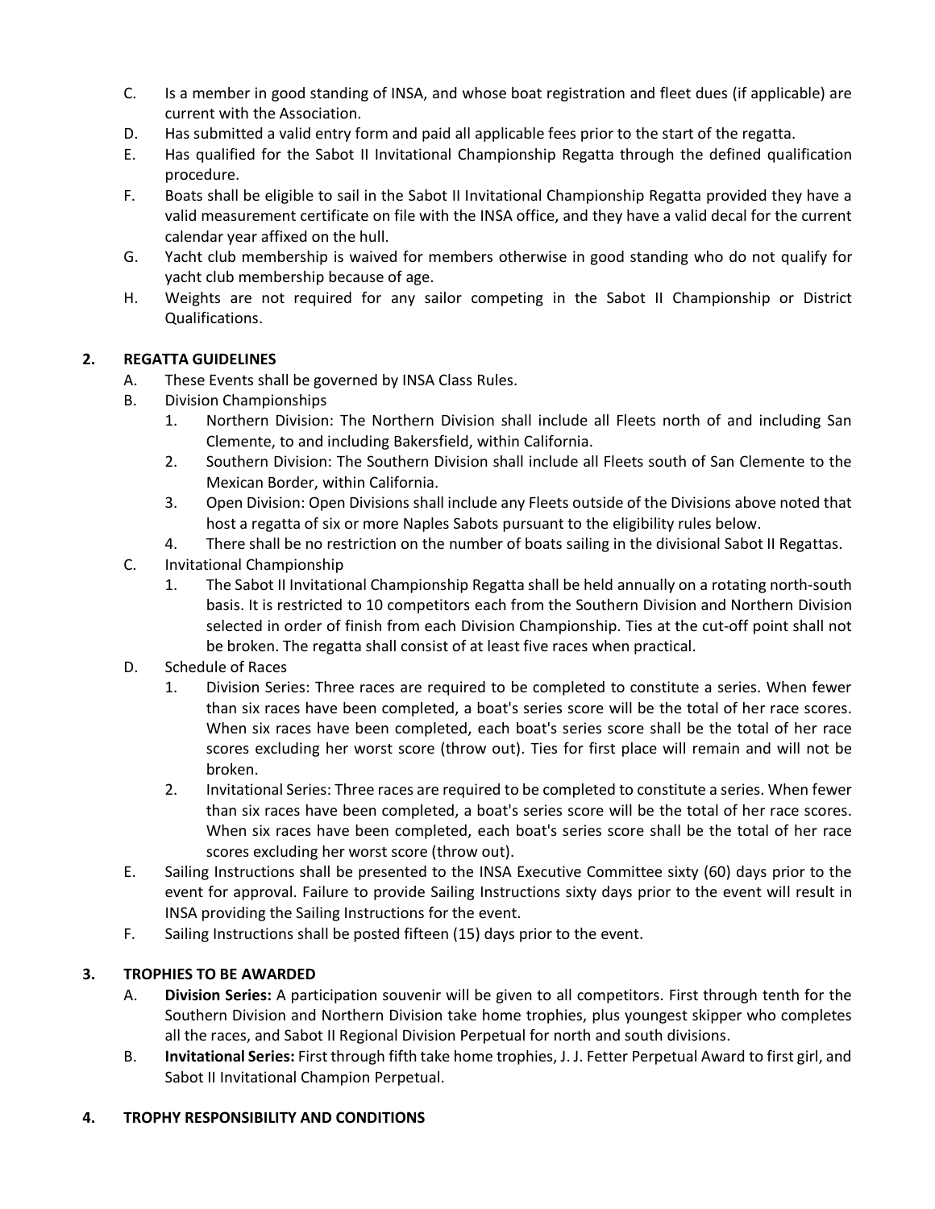C. Is a member in good standing of INSA, and whose boat registration and fleet dues (if applicable) are current with the Association.

D. Has submitted a valid entry form and paid all applicable fees prior to the start of the regatta.

E. Has qualified for the Sabot II Invitational Championship Regatta through the defined qualification procedure.

F. Boats shall be eligible to sail in the Sabot II Invitational Championship Regatta provided they have a valid measurement certificate on file with the INSA office, and they have a valid decal for the current calendar year affixed on the hull.

G. Yacht club membership is waived for members otherwise in good standing who do not qualify for yacht club membership because of age.

H. Weights are not required for any sailor competing in the Sabot II Championship or District Qualifications.

## 2. REGATTA GUIDELINES

A. These Events shall be governed by INSA Class Rules.

B. Division Championships

1. Northern Division: The Northern Division shall include all Fleets north of and including San Clemente, to and including Bakersfield, within California.
2. Southern Division: The Southern Division shall include all Fleets south of San Clemente to the Mexican Border, within California.
3. Open Division: Open Divisions shall include any Fleets outside of the Divisions above noted that host a regatta of six or more Naples Sabots pursuant to the eligibility rules below.
4. There shall be no restriction on the number of boats sailing in the divisional Sabot II Regattas.

C. Invitational Championship

1. The Sabot II Invitational Championship Regatta shall be held annually on a rotating north-south basis. It is restricted to 10 competitors each from the Southern Division and Northern Division selected in order of finish from each Division Championship. Ties at the cut-off point shall not be broken. The regatta shall consist of at least five races when practical.

D. Schedule of Races

1. Division Series: Three races are required to be completed to constitute a series. When fewer than six races have been completed, a boat's series score will be the total of her race scores. When six races have been completed, each boat's series score shall be the total of her race scores excluding her worst score (throw out). Ties for first place will remain and will not be broken.
2. Invitational Series: Three races are required to be completed to constitute a series. When fewer than six races have been completed, a boat's series score will be the total of her race scores. When six races have been completed, each boat's series score shall be the total of her race scores excluding her worst score (throw out).

E. Sailing Instructions shall be presented to the INSA Executive Committee sixty (60) days prior to the event for approval. Failure to provide Sailing Instructions sixty days prior to the event will result in INSA providing the Sailing Instructions for the event.

F. Sailing Instructions shall be posted fifteen (15) days prior to the event.

## 3. TROPHIES TO BE AWARDED

A. **Division Series:** A participation souvenir will be given to all competitors. First through tenth for the Southern Division and Northern Division take home trophies, plus youngest skipper who completes all the races, and Sabot II Regional Division Perpetual for north and south divisions.

B. **Invitational Series:** First through fifth take home trophies, J. J. Fetter Perpetual Award to first girl, and Sabot II Invitational Champion Perpetual.

## 4. TROPHY RESPONSIBILITY AND CONDITIONS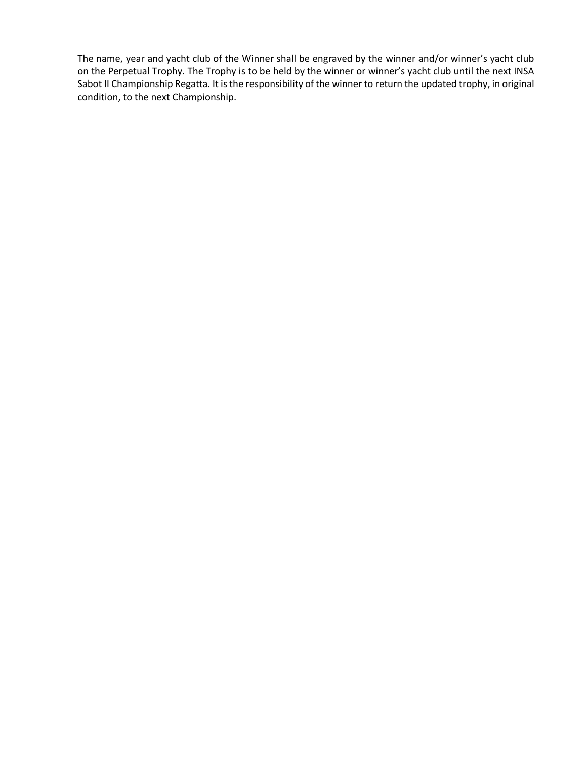The name, year and yacht club of the Winner shall be engraved by the winner and/or winner's yacht club on the Perpetual Trophy. The Trophy is to be held by the winner or winner's yacht club until the next INSA Sabot II Championship Regatta. It is the responsibility of the winner to return the updated trophy, in original condition, to the next Championship.